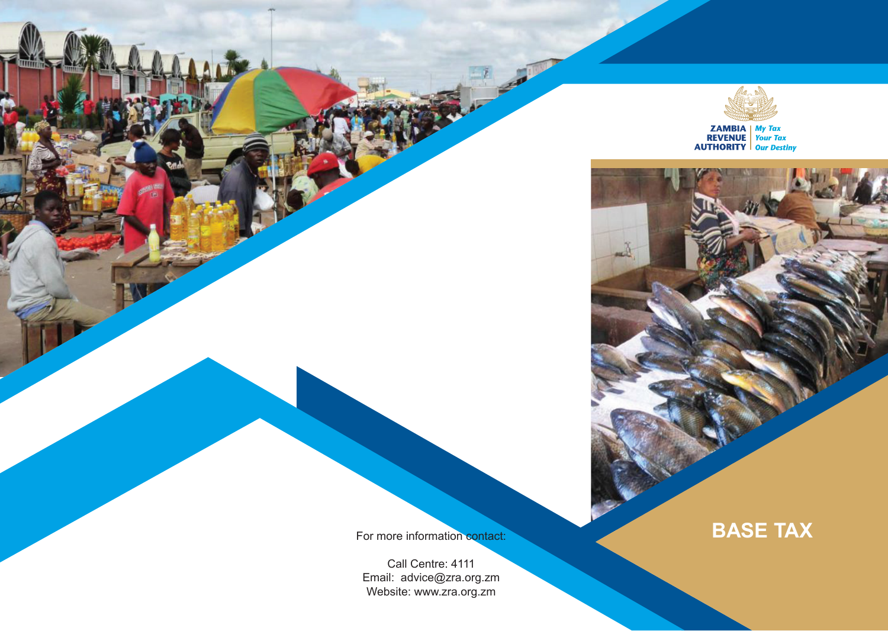ZAMBIA REVENUE AUTHORITY

*My Tax Your Tax Our Destiny*

# BASE TAX

For more information contact:

Call Centre: 4111
Email: advice@zra.org.zm
Website: www.zra.org.zm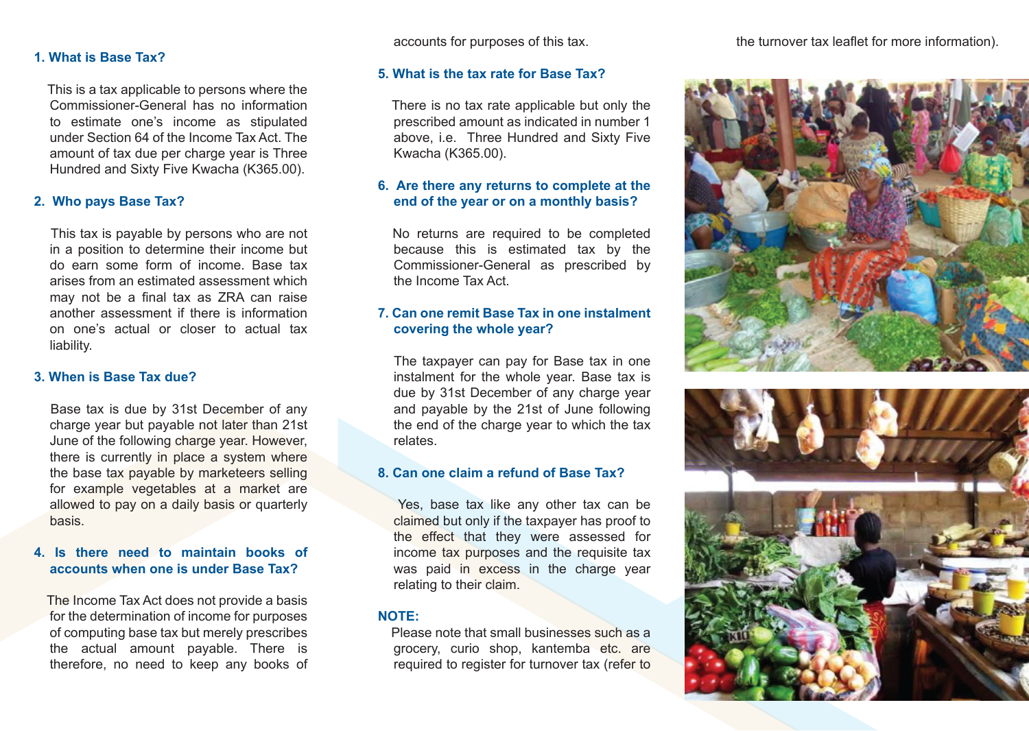## 1. What is Base Tax?

This is a tax applicable to persons where the Commissioner-General has no information to estimate one's income as stipulated under Section 64 of the Income Tax Act. The amount of tax due per charge year is Three Hundred and Sixty Five Kwacha (K365.00).

## 2. Who pays Base Tax?

This tax is payable by persons who are not in a position to determine their income but do earn some form of income. Base tax arises from an estimated assessment which may not be a final tax as ZRA can raise another assessment if there is information on one's actual or closer to actual tax liability.

## 3. When is Base Tax due?

Base tax is due by 31st December of any charge year but payable not later than 21st June of the following charge year. However, there is currently in place a system where the base tax payable by marketeers selling for example vegetables at a market are allowed to pay on a daily basis or quarterly basis.

## 4. Is there need to maintain books of accounts when one is under Base Tax?

The Income Tax Act does not provide a basis for the determination of income for purposes of computing base tax but merely prescribes the actual amount payable. There is therefore, no need to keep any books of accounts for purposes of this tax.

## 5. What is the tax rate for Base Tax?

There is no tax rate applicable but only the prescribed amount as indicated in number 1 above, i.e. Three Hundred and Sixty Five Kwacha (K365.00).

## 6. Are there any returns to complete at the end of the year or on a monthly basis?

No returns are required to be completed because this is estimated tax by the Commissioner-General as prescribed by the Income Tax Act.

## 7. Can one remit Base Tax in one instalment covering the whole year?

The taxpayer can pay for Base tax in one instalment for the whole year. Base tax is due by 31st December of any charge year and payable by the 21st of June following the end of the charge year to which the tax relates.

## 8. Can one claim a refund of Base Tax?

Yes, base tax like any other tax can be claimed but only if the taxpayer has proof to the effect that they were assessed for income tax purposes and the requisite tax was paid in excess in the charge year relating to their claim.

**NOTE:**

Please note that small businesses such as a grocery, curio shop, kantemba etc. are required to register for turnover tax (refer to the turnover tax leaflet for more information).